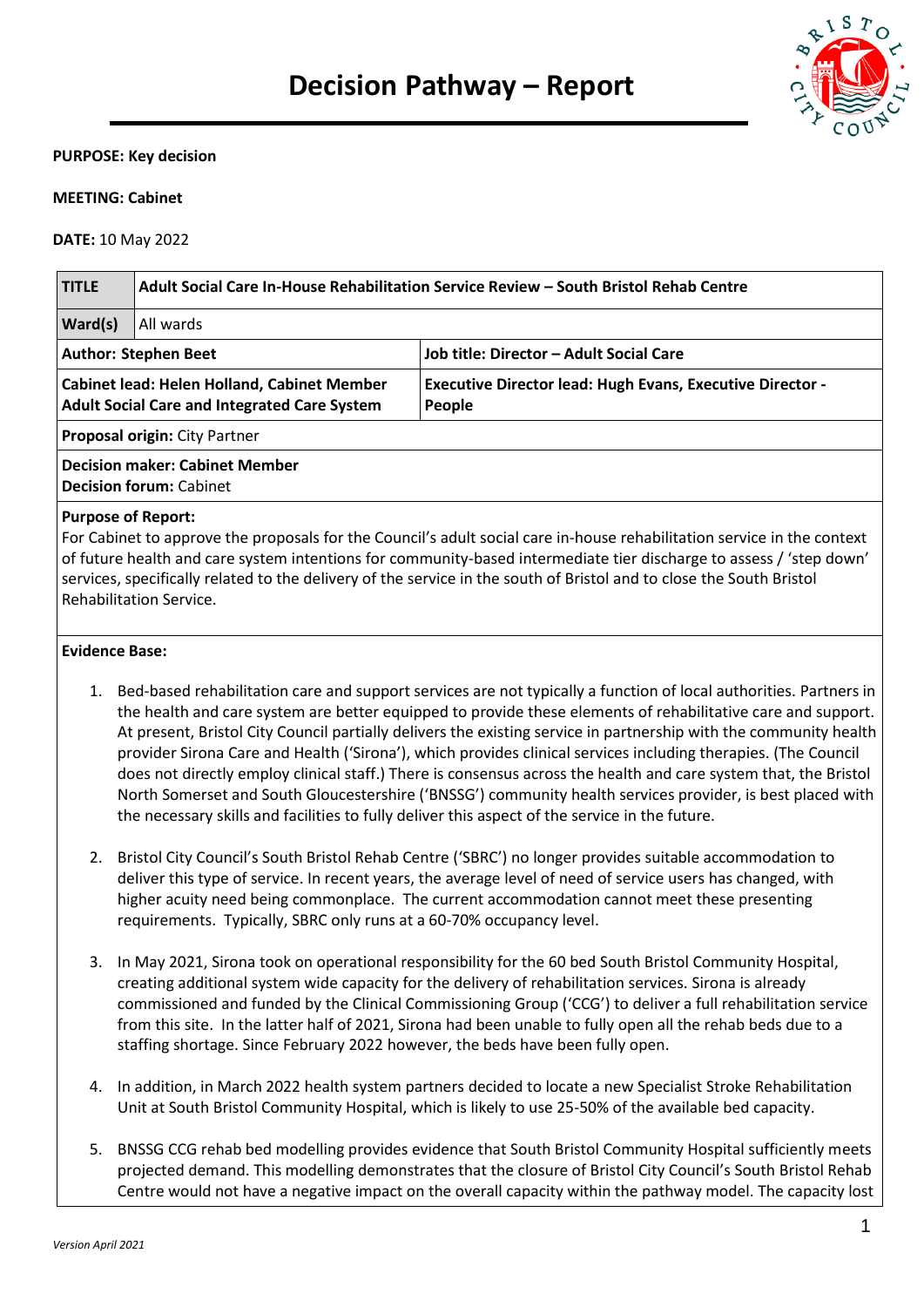# Decision Pathway – Report

**PURPOSE: Key decision**

**MEETING: Cabinet**

**DATE:** 10 May 2022

| **TITLE** | **Adult Social Care In-House Rehabilitation Service Review – South Bristol Rehab Centre** | |
|---|---|---|
| **Ward(s)** | All wards | |
| **Author: Stephen Beet** | | **Job title: Director – Adult Social Care** |
| **Cabinet lead: Helen Holland, Cabinet Member Adult Social Care and Integrated Care System** | | **Executive Director lead: Hugh Evans, Executive Director - People** |
| **Proposal origin:** City Partner | | |
| **Decision maker: Cabinet Member**<br>**Decision forum:** Cabinet | | |

**Purpose of Report:**
For Cabinet to approve the proposals for the Council's adult social care in-house rehabilitation service in the context of future health and care system intentions for community-based intermediate tier discharge to assess / 'step down' services, specifically related to the delivery of the service in the south of Bristol and to close the South Bristol Rehabilitation Service.

**Evidence Base:**

1. Bed-based rehabilitation care and support services are not typically a function of local authorities. Partners in the health and care system are better equipped to provide these elements of rehabilitative care and support. At present, Bristol City Council partially delivers the existing service in partnership with the community health provider Sirona Care and Health ('Sirona'), which provides clinical services including therapies. (The Council does not directly employ clinical staff.) There is consensus across the health and care system that, the Bristol North Somerset and South Gloucestershire ('BNSSG') community health services provider, is best placed with the necessary skills and facilities to fully deliver this aspect of the service in the future.

2. Bristol City Council's South Bristol Rehab Centre ('SBRC') no longer provides suitable accommodation to deliver this type of service. In recent years, the average level of need of service users has changed, with higher acuity need being commonplace. The current accommodation cannot meet these presenting requirements. Typically, SBRC only runs at a 60-70% occupancy level.

3. In May 2021, Sirona took on operational responsibility for the 60 bed South Bristol Community Hospital, creating additional system wide capacity for the delivery of rehabilitation services. Sirona is already commissioned and funded by the Clinical Commissioning Group ('CCG') to deliver a full rehabilitation service from this site. In the latter half of 2021, Sirona had been unable to fully open all the rehab beds due to a staffing shortage. Since February 2022 however, the beds have been fully open.

4. In addition, in March 2022 health system partners decided to locate a new Specialist Stroke Rehabilitation Unit at South Bristol Community Hospital, which is likely to use 25-50% of the available bed capacity.

5. BNSSG CCG rehab bed modelling provides evidence that South Bristol Community Hospital sufficiently meets projected demand. This modelling demonstrates that the closure of Bristol City Council's South Bristol Rehab Centre would not have a negative impact on the overall capacity within the pathway model. The capacity lost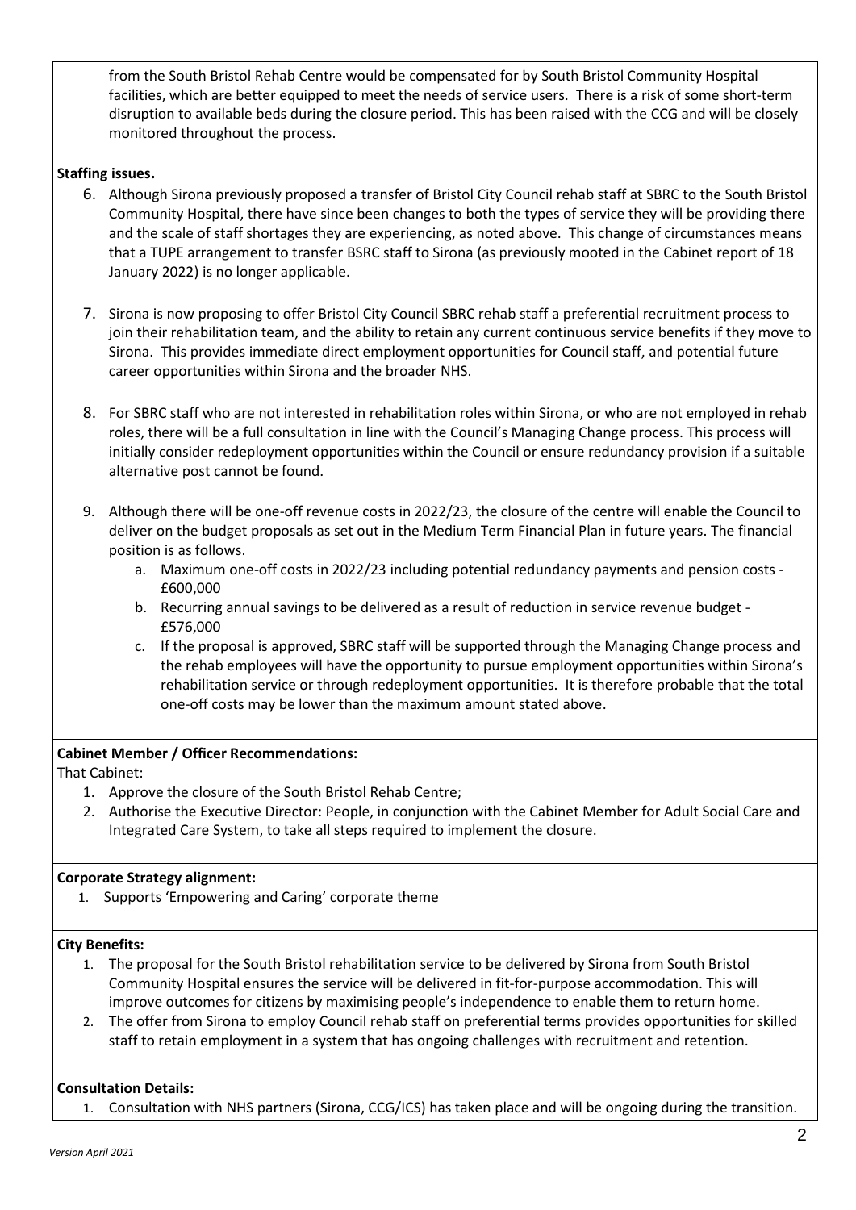from the South Bristol Rehab Centre would be compensated for by South Bristol Community Hospital facilities, which are better equipped to meet the needs of service users. There is a risk of some short-term disruption to available beds during the closure period. This has been raised with the CCG and will be closely monitored throughout the process.

**Staffing issues.**

6. Although Sirona previously proposed a transfer of Bristol City Council rehab staff at SBRC to the South Bristol Community Hospital, there have since been changes to both the types of service they will be providing there and the scale of staff shortages they are experiencing, as noted above. This change of circumstances means that a TUPE arrangement to transfer BSRC staff to Sirona (as previously mooted in the Cabinet report of 18 January 2022) is no longer applicable.

7. Sirona is now proposing to offer Bristol City Council SBRC rehab staff a preferential recruitment process to join their rehabilitation team, and the ability to retain any current continuous service benefits if they move to Sirona. This provides immediate direct employment opportunities for Council staff, and potential future career opportunities within Sirona and the broader NHS.

8. For SBRC staff who are not interested in rehabilitation roles within Sirona, or who are not employed in rehab roles, there will be a full consultation in line with the Council's Managing Change process. This process will initially consider redeployment opportunities within the Council or ensure redundancy provision if a suitable alternative post cannot be found.

9. Although there will be one-off revenue costs in 2022/23, the closure of the centre will enable the Council to deliver on the budget proposals as set out in the Medium Term Financial Plan in future years. The financial position is as follows.
   a. Maximum one-off costs in 2022/23 including potential redundancy payments and pension costs - £600,000
   b. Recurring annual savings to be delivered as a result of reduction in service revenue budget - £576,000
   c. If the proposal is approved, SBRC staff will be supported through the Managing Change process and the rehab employees will have the opportunity to pursue employment opportunities within Sirona's rehabilitation service or through redeployment opportunities. It is therefore probable that the total one-off costs may be lower than the maximum amount stated above.

**Cabinet Member / Officer Recommendations:**

That Cabinet:

1. Approve the closure of the South Bristol Rehab Centre;
2. Authorise the Executive Director: People, in conjunction with the Cabinet Member for Adult Social Care and Integrated Care System, to take all steps required to implement the closure.

**Corporate Strategy alignment:**

1. Supports 'Empowering and Caring' corporate theme

**City Benefits:**

1. The proposal for the South Bristol rehabilitation service to be delivered by Sirona from South Bristol Community Hospital ensures the service will be delivered in fit-for-purpose accommodation. This will improve outcomes for citizens by maximising people's independence to enable them to return home.
2. The offer from Sirona to employ Council rehab staff on preferential terms provides opportunities for skilled staff to retain employment in a system that has ongoing challenges with recruitment and retention.

**Consultation Details:**

1. Consultation with NHS partners (Sirona, CCG/ICS) has taken place and will be ongoing during the transition.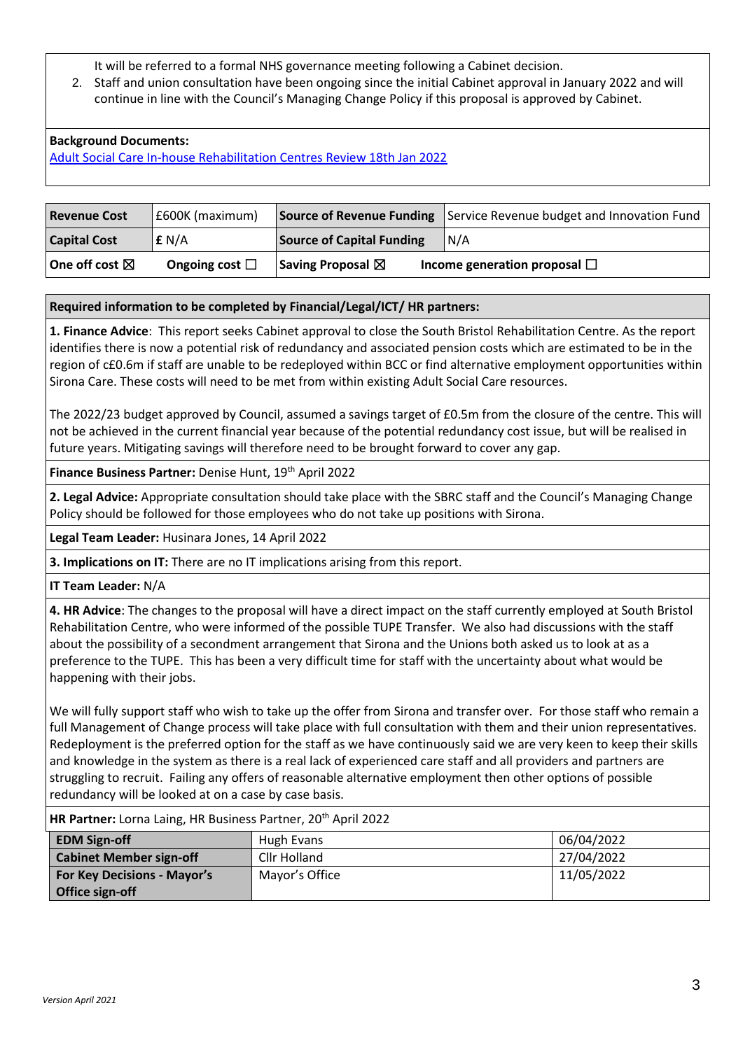It will be referred to a formal NHS governance meeting following a Cabinet decision.

2. Staff and union consultation have been ongoing since the initial Cabinet approval in January 2022 and will continue in line with the Council's Managing Change Policy if this proposal is approved by Cabinet.

**Background Documents:**

Adult Social Care In-house Rehabilitation Centres Review 18th Jan 2022

| **Revenue Cost** | £600K (maximum) | **Source of Revenue Funding** | Service Revenue budget and Innovation Fund |
|---|---|---|---|
| **Capital Cost** | **£** N/A | **Source of Capital Funding** | N/A |
| **One off cost** ☒ | **Ongoing cost** ☐ | **Saving Proposal** ☒ | **Income generation proposal** ☐ |

**Required information to be completed by Financial/Legal/ICT/ HR partners:**

**1. Finance Advice**: This report seeks Cabinet approval to close the South Bristol Rehabilitation Centre. As the report identifies there is now a potential risk of redundancy and associated pension costs which are estimated to be in the region of c£0.6m if staff are unable to be redeployed within BCC or find alternative employment opportunities within Sirona Care. These costs will need to be met from within existing Adult Social Care resources.

The 2022/23 budget approved by Council, assumed a savings target of £0.5m from the closure of the centre. This will not be achieved in the current financial year because of the potential redundancy cost issue, but will be realised in future years. Mitigating savings will therefore need to be brought forward to cover any gap.

**Finance Business Partner:** Denise Hunt, 19th April 2022

**2. Legal Advice:** Appropriate consultation should take place with the SBRC staff and the Council's Managing Change Policy should be followed for those employees who do not take up positions with Sirona.

**Legal Team Leader:** Husinara Jones, 14 April 2022

**3. Implications on IT:** There are no IT implications arising from this report.

**IT Team Leader:** N/A

**4. HR Advice**: The changes to the proposal will have a direct impact on the staff currently employed at South Bristol Rehabilitation Centre, who were informed of the possible TUPE Transfer. We also had discussions with the staff about the possibility of a secondment arrangement that Sirona and the Unions both asked us to look at as a preference to the TUPE. This has been a very difficult time for staff with the uncertainty about what would be happening with their jobs.

We will fully support staff who wish to take up the offer from Sirona and transfer over. For those staff who remain a full Management of Change process will take place with full consultation with them and their union representatives. Redeployment is the preferred option for the staff as we have continuously said we are very keen to keep their skills and knowledge in the system as there is a real lack of experienced care staff and all providers and partners are struggling to recruit. Failing any offers of reasonable alternative employment then other options of possible redundancy will be looked at on a case by case basis.

**HR Partner:** Lorna Laing, HR Business Partner, 20th April 2022

| **EDM Sign-off** | Hugh Evans | 06/04/2022 |
|---|---|---|
| **Cabinet Member sign-off** | Cllr Holland | 27/04/2022 |
| **For Key Decisions - Mayor's Office sign-off** | Mayor's Office | 11/05/2022 |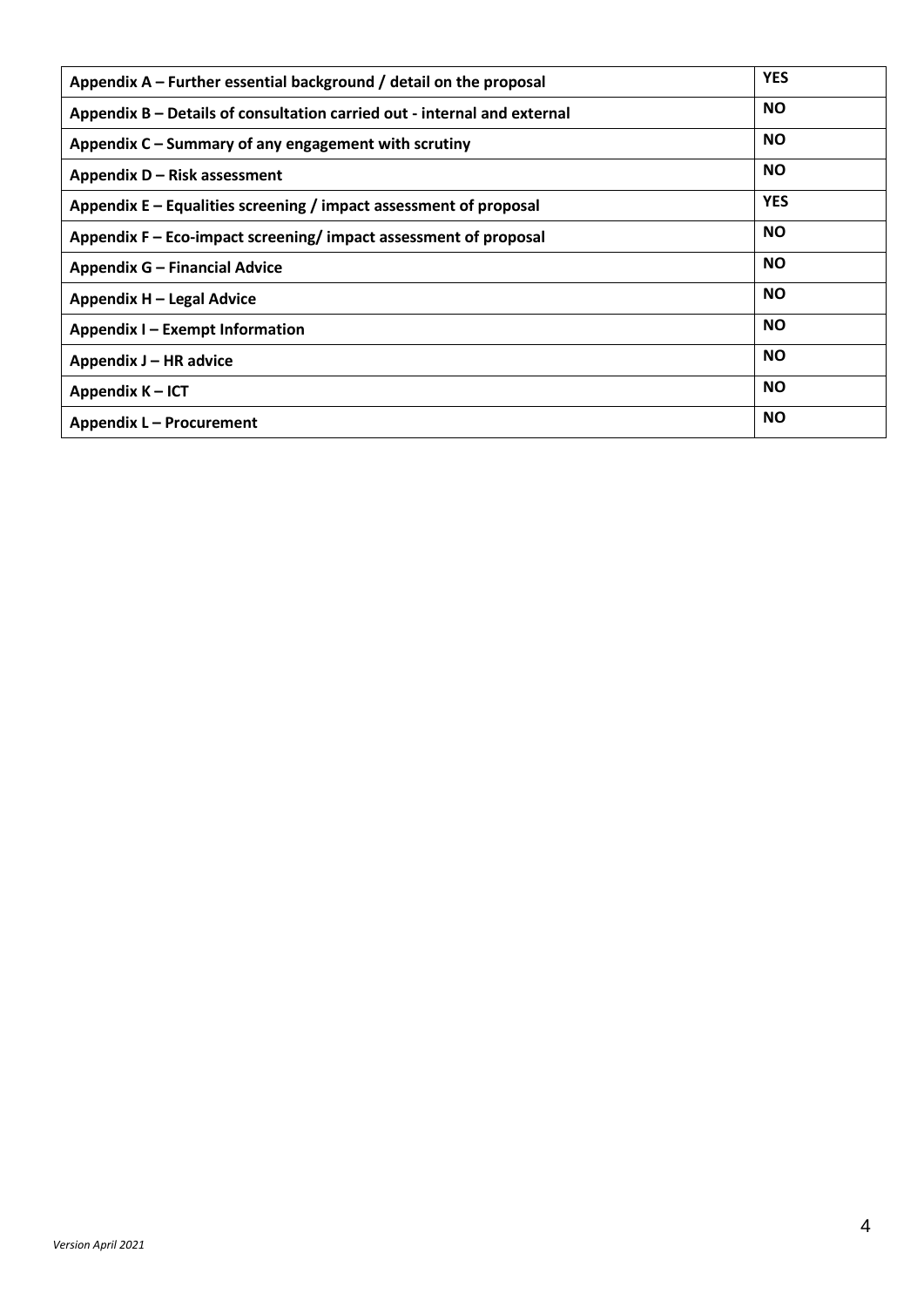| | |
|---|---|
| **Appendix A – Further essential background / detail on the proposal** | **YES** |
| **Appendix B – Details of consultation carried out - internal and external** | **NO** |
| **Appendix C – Summary of any engagement with scrutiny** | **NO** |
| **Appendix D – Risk assessment** | **NO** |
| **Appendix E – Equalities screening / impact assessment of proposal** | **YES** |
| **Appendix F – Eco-impact screening/ impact assessment of proposal** | **NO** |
| **Appendix G – Financial Advice** | **NO** |
| **Appendix H – Legal Advice** | **NO** |
| **Appendix I – Exempt Information** | **NO** |
| **Appendix J – HR advice** | **NO** |
| **Appendix K – ICT** | **NO** |
| **Appendix L – Procurement** | **NO** |